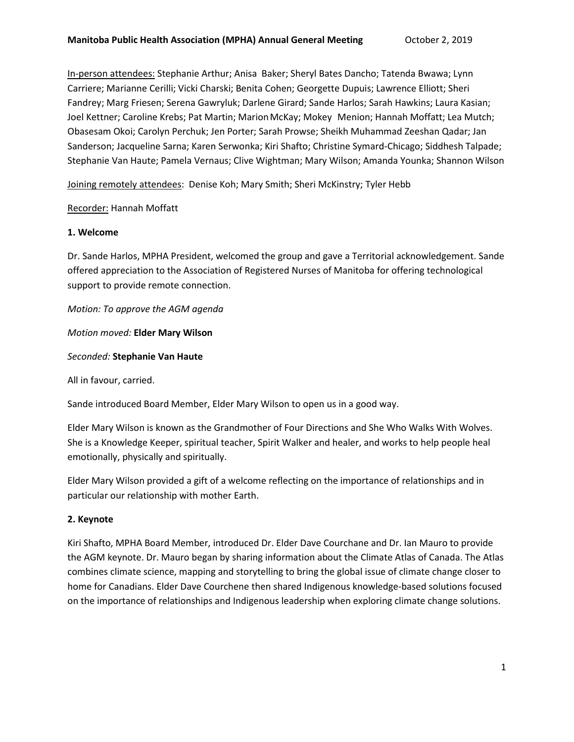**Manitoba Public Health Association (MPHA) Annual General Meeting** October 2, 2019

<u>In-person attendees:</u> Stephanie Arthur; Anisa Baker; Sheryl Bates Dancho; Tatenda Bwawa; Lynn Carriere; Marianne Cerilli; Vicki Charski; Benita Cohen; Georgette Dupuis; Lawrence Elliott; Sheri Fandrey; Marg Friesen; Serena Gawryluk; Darlene Girard; Sande Harlos; Sarah Hawkins; Laura Kasian; Joel Kettner; Caroline Krebs; Pat Martin; Marion McKay; Mokey Menion; Hannah Moffatt; Lea Mutch; Obasesam Okoi; Carolyn Perchuk; Jen Porter; Sarah Prowse; Sheikh Muhammad Zeeshan Qadar; Jan Sanderson; Jacqueline Sarna; Karen Serwonka; Kiri Shafto; Christine Symard-Chicago; Siddhesh Talpade; Stephanie Van Haute; Pamela Vernaus; Clive Wightman; Mary Wilson; Amanda Younka; Shannon Wilson

<u>Joining remotely attendees</u>: Denise Koh; Mary Smith; Sheri McKinstry; Tyler Hebb

<u>Recorder:</u> Hannah Moffatt

**1. Welcome**

Dr. Sande Harlos, MPHA President, welcomed the group and gave a Territorial acknowledgement. Sande offered appreciation to the Association of Registered Nurses of Manitoba for offering technological support to provide remote connection.

*Motion: To approve the AGM agenda*

*Motion moved:* **Elder Mary Wilson**

*Seconded:* **Stephanie Van Haute**

All in favour, carried.

Sande introduced Board Member, Elder Mary Wilson to open us in a good way.

Elder Mary Wilson is known as the Grandmother of Four Directions and She Who Walks With Wolves. She is a Knowledge Keeper, spiritual teacher, Spirit Walker and healer, and works to help people heal emotionally, physically and spiritually.

Elder Mary Wilson provided a gift of a welcome reflecting on the importance of relationships and in particular our relationship with mother Earth.

**2. Keynote**

Kiri Shafto, MPHA Board Member, introduced Dr. Elder Dave Courchane and Dr. Ian Mauro to provide the AGM keynote. Dr. Mauro began by sharing information about the Climate Atlas of Canada. The Atlas combines climate science, mapping and storytelling to bring the global issue of climate change closer to home for Canadians. Elder Dave Courchene then shared Indigenous knowledge-based solutions focused on the importance of relationships and Indigenous leadership when exploring climate change solutions.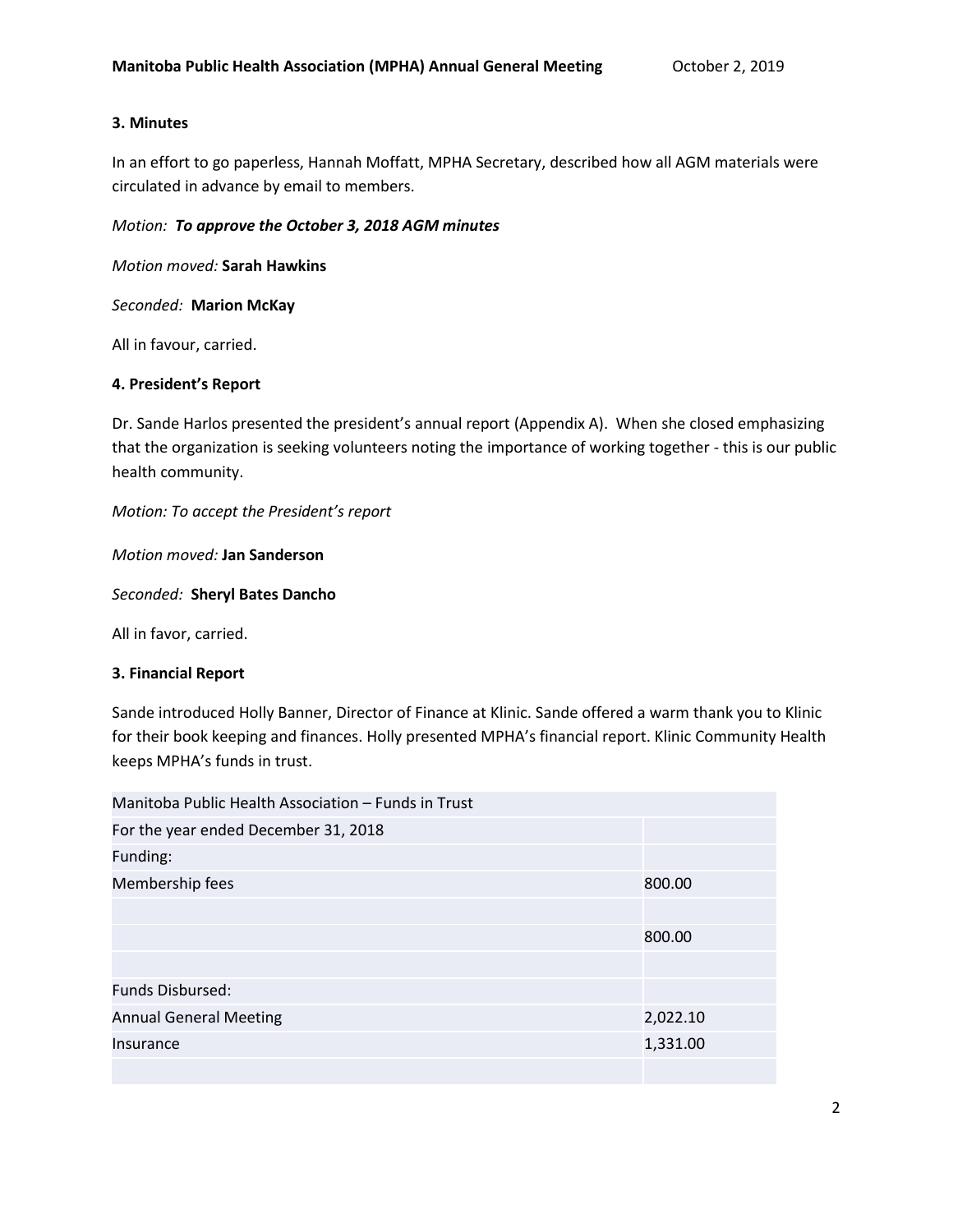### 3. Minutes

In an effort to go paperless, Hannah Moffatt, MPHA Secretary, described how all AGM materials were circulated in advance by email to members.

*Motion:* ***To approve the October 3, 2018 AGM minutes***

*Motion moved:* **Sarah Hawkins**

*Seconded:* **Marion McKay**

All in favour, carried.

### 4. President's Report

Dr. Sande Harlos presented the president's annual report (Appendix A). When she closed emphasizing that the organization is seeking volunteers noting the importance of working together - this is our public health community.

*Motion: To accept the President's report*

*Motion moved:* **Jan Sanderson**

*Seconded:* **Sheryl Bates Dancho**

All in favor, carried.

### 3. Financial Report

Sande introduced Holly Banner, Director of Finance at Klinic. Sande offered a warm thank you to Klinic for their book keeping and finances. Holly presented MPHA's financial report. Klinic Community Health keeps MPHA's funds in trust.

| Manitoba Public Health Association – Funds in Trust | |
|---|---|
| For the year ended December 31, 2018 | |
| Funding: | |
| Membership fees | 800.00 |
| | |
| | 800.00 |
| | |
| Funds Disbursed: | |
| Annual General Meeting | 2,022.10 |
| Insurance | 1,331.00 |
| | |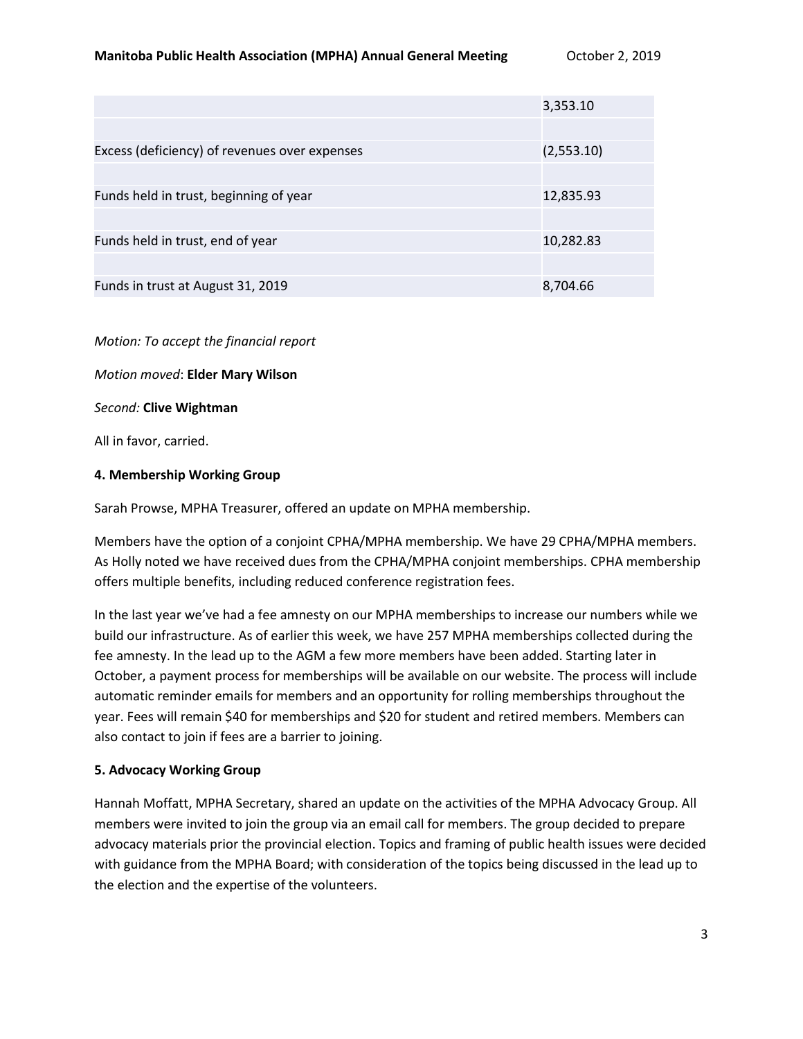| | |
|---|---|
| | 3,353.10 |
| | |
| Excess (deficiency) of revenues over expenses | (2,553.10) |
| | |
| Funds held in trust, beginning of year | 12,835.93 |
| | |
| Funds held in trust, end of year | 10,282.83 |
| | |
| Funds in trust at August 31, 2019 | 8,704.66 |

*Motion: To accept the financial report*

*Motion moved*: **Elder Mary Wilson**

*Second:* **Clive Wightman**

All in favor, carried.

**4. Membership Working Group**

Sarah Prowse, MPHA Treasurer, offered an update on MPHA membership.

Members have the option of a conjoint CPHA/MPHA membership. We have 29 CPHA/MPHA members. As Holly noted we have received dues from the CPHA/MPHA conjoint memberships. CPHA membership offers multiple benefits, including reduced conference registration fees.

In the last year we've had a fee amnesty on our MPHA memberships to increase our numbers while we build our infrastructure. As of earlier this week, we have 257 MPHA memberships collected during the fee amnesty. In the lead up to the AGM a few more members have been added. Starting later in October, a payment process for memberships will be available on our website. The process will include automatic reminder emails for members and an opportunity for rolling memberships throughout the year. Fees will remain $40 for memberships and $20 for student and retired members. Members can also contact to join if fees are a barrier to joining.

**5. Advocacy Working Group**

Hannah Moffatt, MPHA Secretary, shared an update on the activities of the MPHA Advocacy Group. All members were invited to join the group via an email call for members. The group decided to prepare advocacy materials prior the provincial election. Topics and framing of public health issues were decided with guidance from the MPHA Board; with consideration of the topics being discussed in the lead up to the election and the expertise of the volunteers.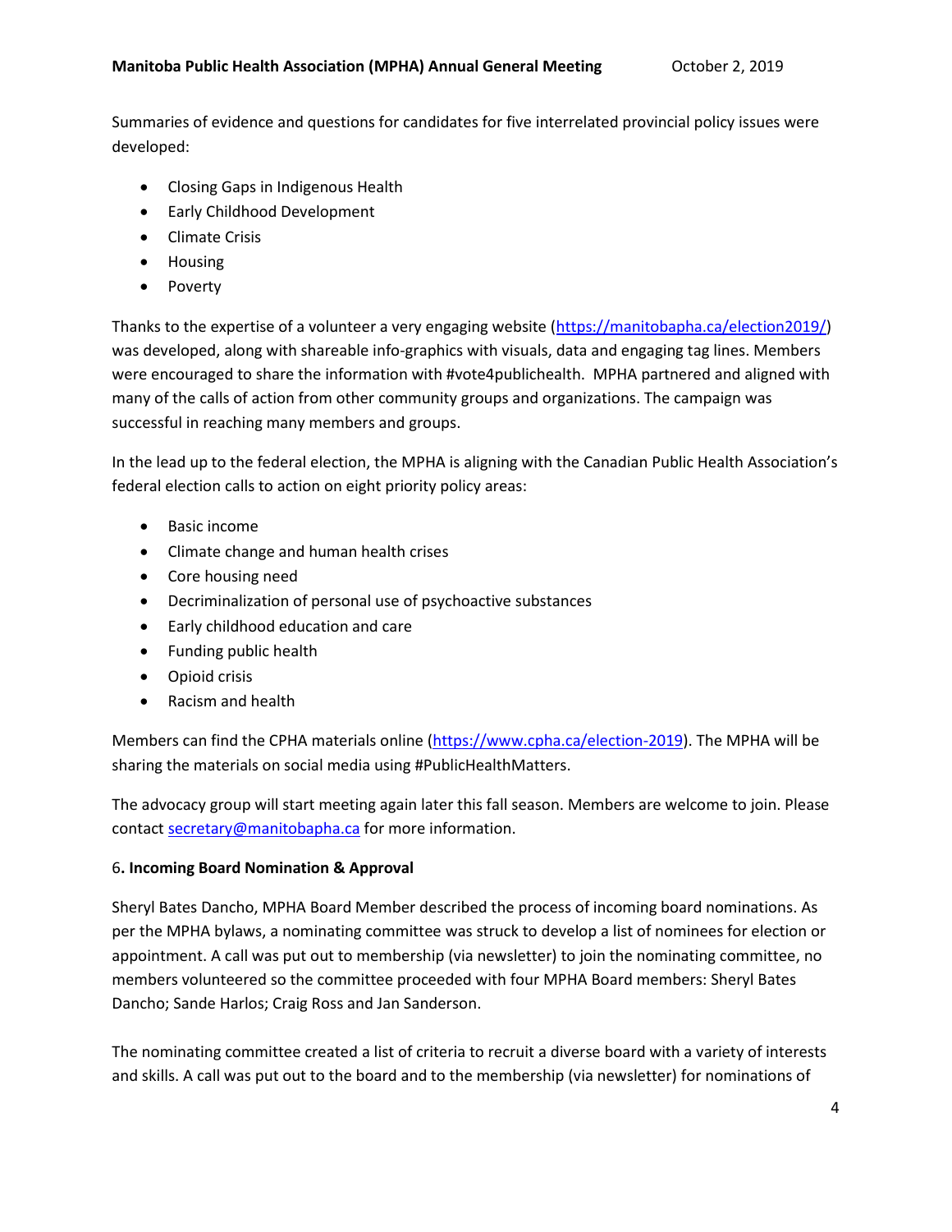Summaries of evidence and questions for candidates for five interrelated provincial policy issues were developed:

- Closing Gaps in Indigenous Health
- Early Childhood Development
- Climate Crisis
- Housing
- Poverty

Thanks to the expertise of a volunteer a very engaging website (https://manitobapha.ca/election2019/) was developed, along with shareable info-graphics with visuals, data and engaging tag lines. Members were encouraged to share the information with #vote4publichealth. MPHA partnered and aligned with many of the calls of action from other community groups and organizations. The campaign was successful in reaching many members and groups.

In the lead up to the federal election, the MPHA is aligning with the Canadian Public Health Association's federal election calls to action on eight priority policy areas:

- Basic income
- Climate change and human health crises
- Core housing need
- Decriminalization of personal use of psychoactive substances
- Early childhood education and care
- Funding public health
- Opioid crisis
- Racism and health

Members can find the CPHA materials online (https://www.cpha.ca/election-2019). The MPHA will be sharing the materials on social media using #PublicHealthMatters.

The advocacy group will start meeting again later this fall season. Members are welcome to join. Please contact secretary@manitobapha.ca for more information.

**6. Incoming Board Nomination & Approval**

Sheryl Bates Dancho, MPHA Board Member described the process of incoming board nominations. As per the MPHA bylaws, a nominating committee was struck to develop a list of nominees for election or appointment. A call was put out to membership (via newsletter) to join the nominating committee, no members volunteered so the committee proceeded with four MPHA Board members: Sheryl Bates Dancho; Sande Harlos; Craig Ross and Jan Sanderson.

The nominating committee created a list of criteria to recruit a diverse board with a variety of interests and skills. A call was put out to the board and to the membership (via newsletter) for nominations of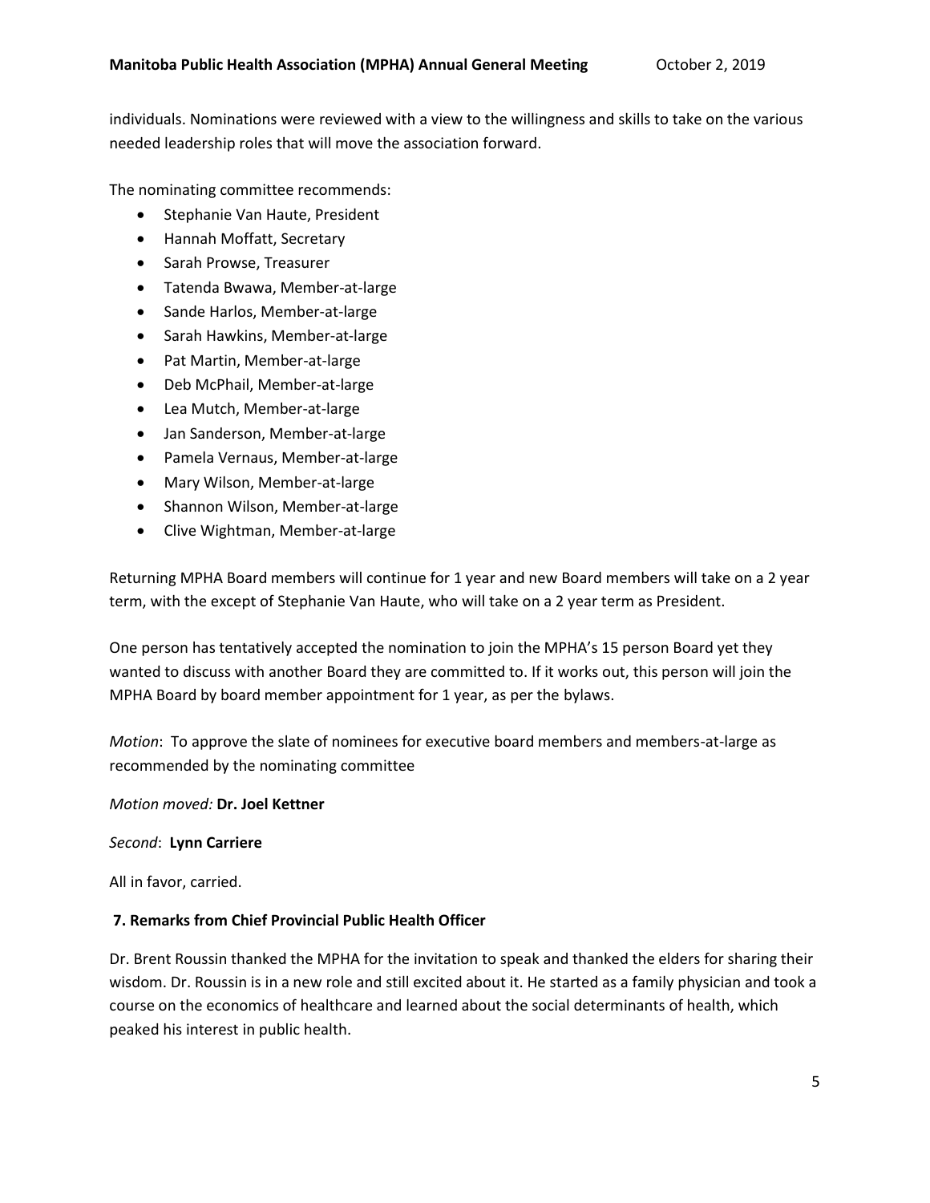individuals. Nominations were reviewed with a view to the willingness and skills to take on the various needed leadership roles that will move the association forward.

The nominating committee recommends:

- Stephanie Van Haute, President
- Hannah Moffatt, Secretary
- Sarah Prowse, Treasurer
- Tatenda Bwawa, Member-at-large
- Sande Harlos, Member-at-large
- Sarah Hawkins, Member-at-large
- Pat Martin, Member-at-large
- Deb McPhail, Member-at-large
- Lea Mutch, Member-at-large
- Jan Sanderson, Member-at-large
- Pamela Vernaus, Member-at-large
- Mary Wilson, Member-at-large
- Shannon Wilson, Member-at-large
- Clive Wightman, Member-at-large

Returning MPHA Board members will continue for 1 year and new Board members will take on a 2 year term, with the except of Stephanie Van Haute, who will take on a 2 year term as President.

One person has tentatively accepted the nomination to join the MPHA's 15 person Board yet they wanted to discuss with another Board they are committed to. If it works out, this person will join the MPHA Board by board member appointment for 1 year, as per the bylaws.

*Motion*: To approve the slate of nominees for executive board members and members-at-large as recommended by the nominating committee

*Motion moved:* **Dr. Joel Kettner**

*Second*: **Lynn Carriere**

All in favor, carried.

**7. Remarks from Chief Provincial Public Health Officer**

Dr. Brent Roussin thanked the MPHA for the invitation to speak and thanked the elders for sharing their wisdom. Dr. Roussin is in a new role and still excited about it. He started as a family physician and took a course on the economics of healthcare and learned about the social determinants of health, which peaked his interest in public health.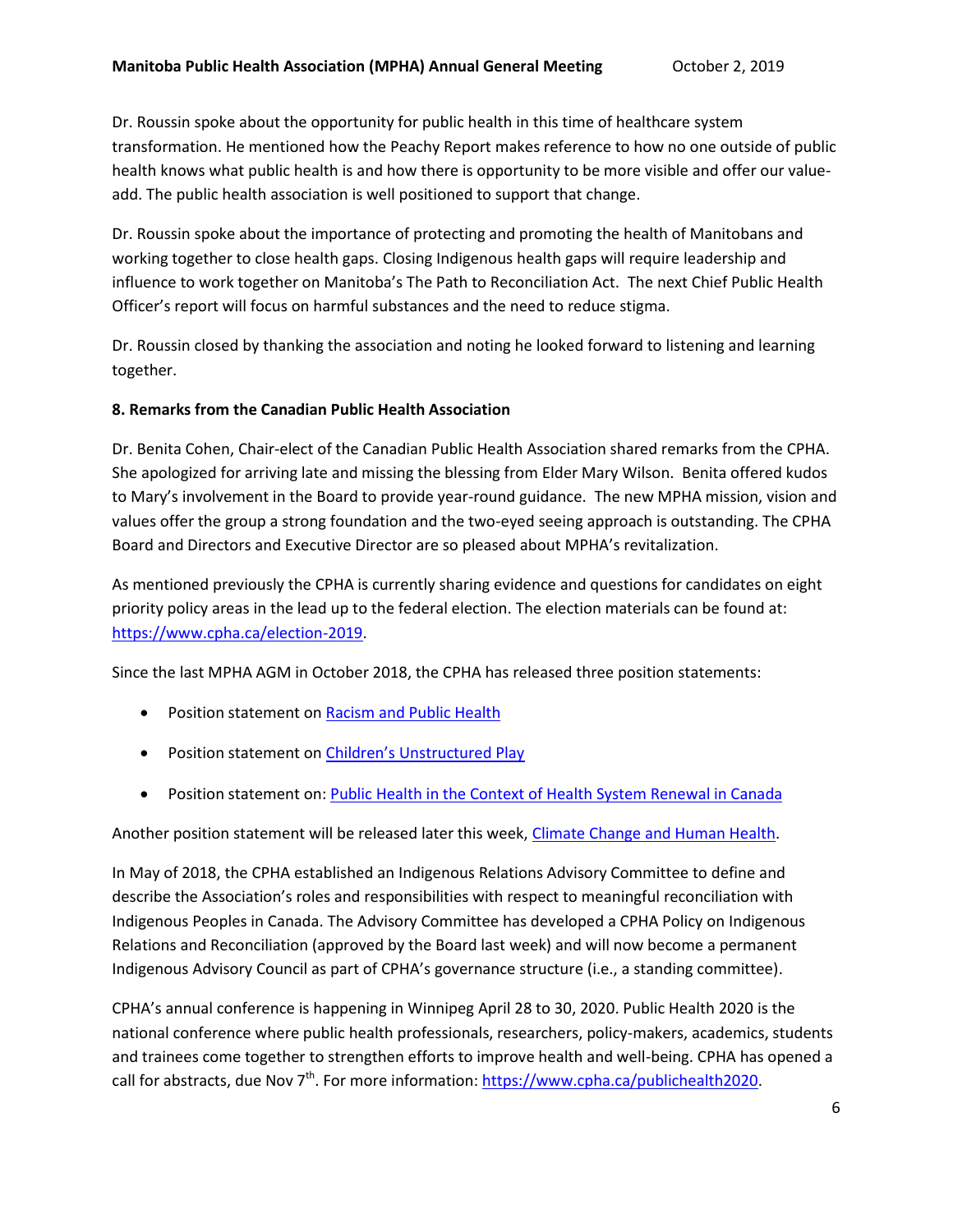Dr. Roussin spoke about the opportunity for public health in this time of healthcare system transformation. He mentioned how the Peachy Report makes reference to how no one outside of public health knows what public health is and how there is opportunity to be more visible and offer our value-add. The public health association is well positioned to support that change.

Dr. Roussin spoke about the importance of protecting and promoting the health of Manitobans and working together to close health gaps. Closing Indigenous health gaps will require leadership and influence to work together on Manitoba's The Path to Reconciliation Act. The next Chief Public Health Officer's report will focus on harmful substances and the need to reduce stigma.

Dr. Roussin closed by thanking the association and noting he looked forward to listening and learning together.

**8. Remarks from the Canadian Public Health Association**

Dr. Benita Cohen, Chair-elect of the Canadian Public Health Association shared remarks from the CPHA. She apologized for arriving late and missing the blessing from Elder Mary Wilson. Benita offered kudos to Mary's involvement in the Board to provide year-round guidance. The new MPHA mission, vision and values offer the group a strong foundation and the two-eyed seeing approach is outstanding. The CPHA Board and Directors and Executive Director are so pleased about MPHA's revitalization.

As mentioned previously the CPHA is currently sharing evidence and questions for candidates on eight priority policy areas in the lead up to the federal election. The election materials can be found at: https://www.cpha.ca/election-2019.

Since the last MPHA AGM in October 2018, the CPHA has released three position statements:

- Position statement on Racism and Public Health
- Position statement on Children's Unstructured Play
- Position statement on: Public Health in the Context of Health System Renewal in Canada

Another position statement will be released later this week, Climate Change and Human Health.

In May of 2018, the CPHA established an Indigenous Relations Advisory Committee to define and describe the Association's roles and responsibilities with respect to meaningful reconciliation with Indigenous Peoples in Canada. The Advisory Committee has developed a CPHA Policy on Indigenous Relations and Reconciliation (approved by the Board last week) and will now become a permanent Indigenous Advisory Council as part of CPHA's governance structure (i.e., a standing committee).

CPHA's annual conference is happening in Winnipeg April 28 to 30, 2020. Public Health 2020 is the national conference where public health professionals, researchers, policy-makers, academics, students and trainees come together to strengthen efforts to improve health and well-being. CPHA has opened a call for abstracts, due Nov 7th. For more information: https://www.cpha.ca/publichealth2020.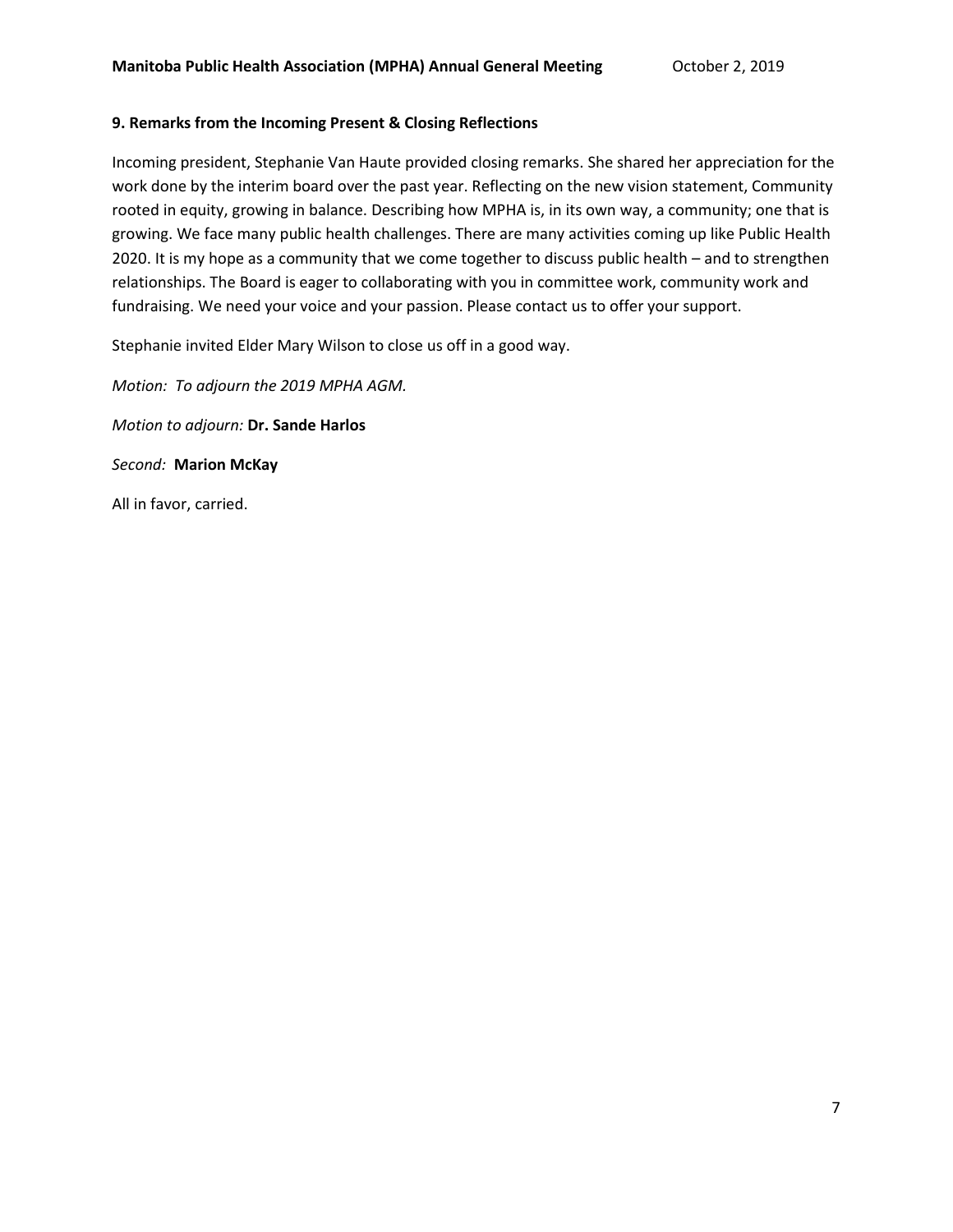### 9. Remarks from the Incoming Present & Closing Reflections

Incoming president, Stephanie Van Haute provided closing remarks. She shared her appreciation for the work done by the interim board over the past year. Reflecting on the new vision statement, Community rooted in equity, growing in balance. Describing how MPHA is, in its own way, a community; one that is growing. We face many public health challenges. There are many activities coming up like Public Health 2020. It is my hope as a community that we come together to discuss public health – and to strengthen relationships. The Board is eager to collaborating with you in committee work, community work and fundraising. We need your voice and your passion. Please contact us to offer your support.

Stephanie invited Elder Mary Wilson to close us off in a good way.

*Motion: To adjourn the 2019 MPHA AGM.*

*Motion to adjourn:* **Dr. Sande Harlos**

*Second:* **Marion McKay**

All in favor, carried.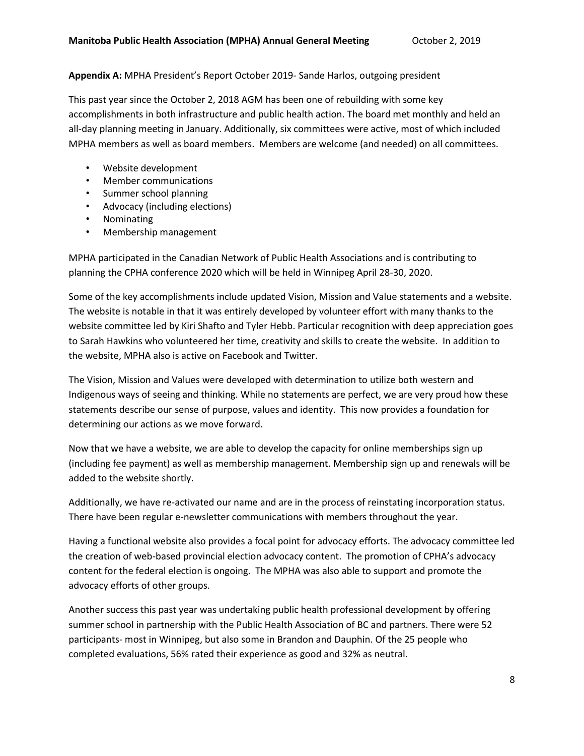**Appendix A:** MPHA President's Report October 2019- Sande Harlos, outgoing president

This past year since the October 2, 2018 AGM has been one of rebuilding with some key accomplishments in both infrastructure and public health action. The board met monthly and held an all-day planning meeting in January. Additionally, six committees were active, most of which included MPHA members as well as board members. Members are welcome (and needed) on all committees.

- Website development
- Member communications
- Summer school planning
- Advocacy (including elections)
- Nominating
- Membership management

MPHA participated in the Canadian Network of Public Health Associations and is contributing to planning the CPHA conference 2020 which will be held in Winnipeg April 28-30, 2020.

Some of the key accomplishments include updated Vision, Mission and Value statements and a website. The website is notable in that it was entirely developed by volunteer effort with many thanks to the website committee led by Kiri Shafto and Tyler Hebb. Particular recognition with deep appreciation goes to Sarah Hawkins who volunteered her time, creativity and skills to create the website. In addition to the website, MPHA also is active on Facebook and Twitter.

The Vision, Mission and Values were developed with determination to utilize both western and Indigenous ways of seeing and thinking. While no statements are perfect, we are very proud how these statements describe our sense of purpose, values and identity. This now provides a foundation for determining our actions as we move forward.

Now that we have a website, we are able to develop the capacity for online memberships sign up (including fee payment) as well as membership management. Membership sign up and renewals will be added to the website shortly.

Additionally, we have re-activated our name and are in the process of reinstating incorporation status. There have been regular e-newsletter communications with members throughout the year.

Having a functional website also provides a focal point for advocacy efforts. The advocacy committee led the creation of web-based provincial election advocacy content. The promotion of CPHA's advocacy content for the federal election is ongoing. The MPHA was also able to support and promote the advocacy efforts of other groups.

Another success this past year was undertaking public health professional development by offering summer school in partnership with the Public Health Association of BC and partners. There were 52 participants- most in Winnipeg, but also some in Brandon and Dauphin. Of the 25 people who completed evaluations, 56% rated their experience as good and 32% as neutral.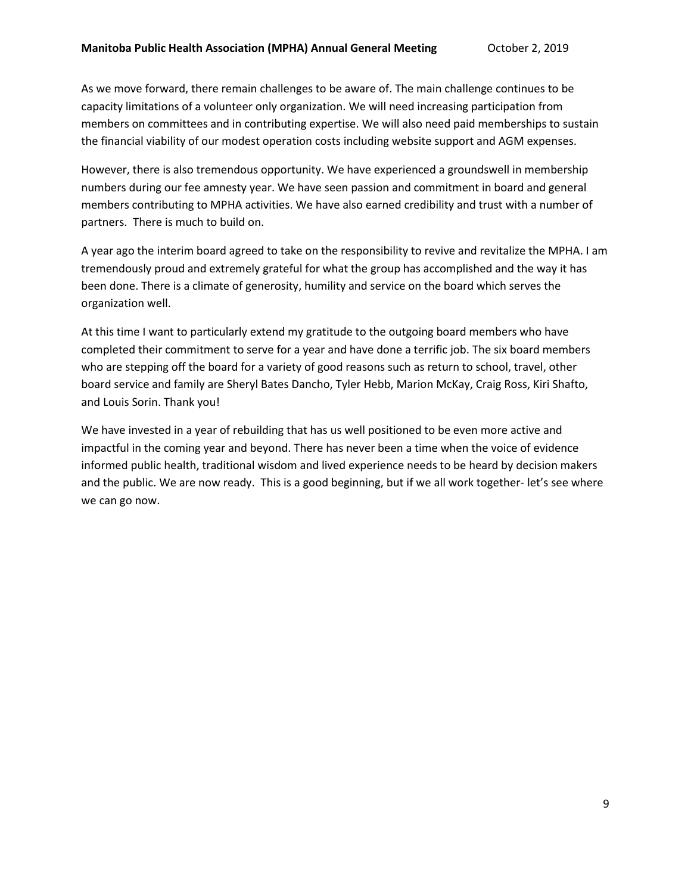As we move forward, there remain challenges to be aware of. The main challenge continues to be capacity limitations of a volunteer only organization. We will need increasing participation from members on committees and in contributing expertise. We will also need paid memberships to sustain the financial viability of our modest operation costs including website support and AGM expenses.

However, there is also tremendous opportunity. We have experienced a groundswell in membership numbers during our fee amnesty year. We have seen passion and commitment in board and general members contributing to MPHA activities. We have also earned credibility and trust with a number of partners. There is much to build on.

A year ago the interim board agreed to take on the responsibility to revive and revitalize the MPHA. I am tremendously proud and extremely grateful for what the group has accomplished and the way it has been done. There is a climate of generosity, humility and service on the board which serves the organization well.

At this time I want to particularly extend my gratitude to the outgoing board members who have completed their commitment to serve for a year and have done a terrific job. The six board members who are stepping off the board for a variety of good reasons such as return to school, travel, other board service and family are Sheryl Bates Dancho, Tyler Hebb, Marion McKay, Craig Ross, Kiri Shafto, and Louis Sorin. Thank you!

We have invested in a year of rebuilding that has us well positioned to be even more active and impactful in the coming year and beyond. There has never been a time when the voice of evidence informed public health, traditional wisdom and lived experience needs to be heard by decision makers and the public. We are now ready. This is a good beginning, but if we all work together- let's see where we can go now.